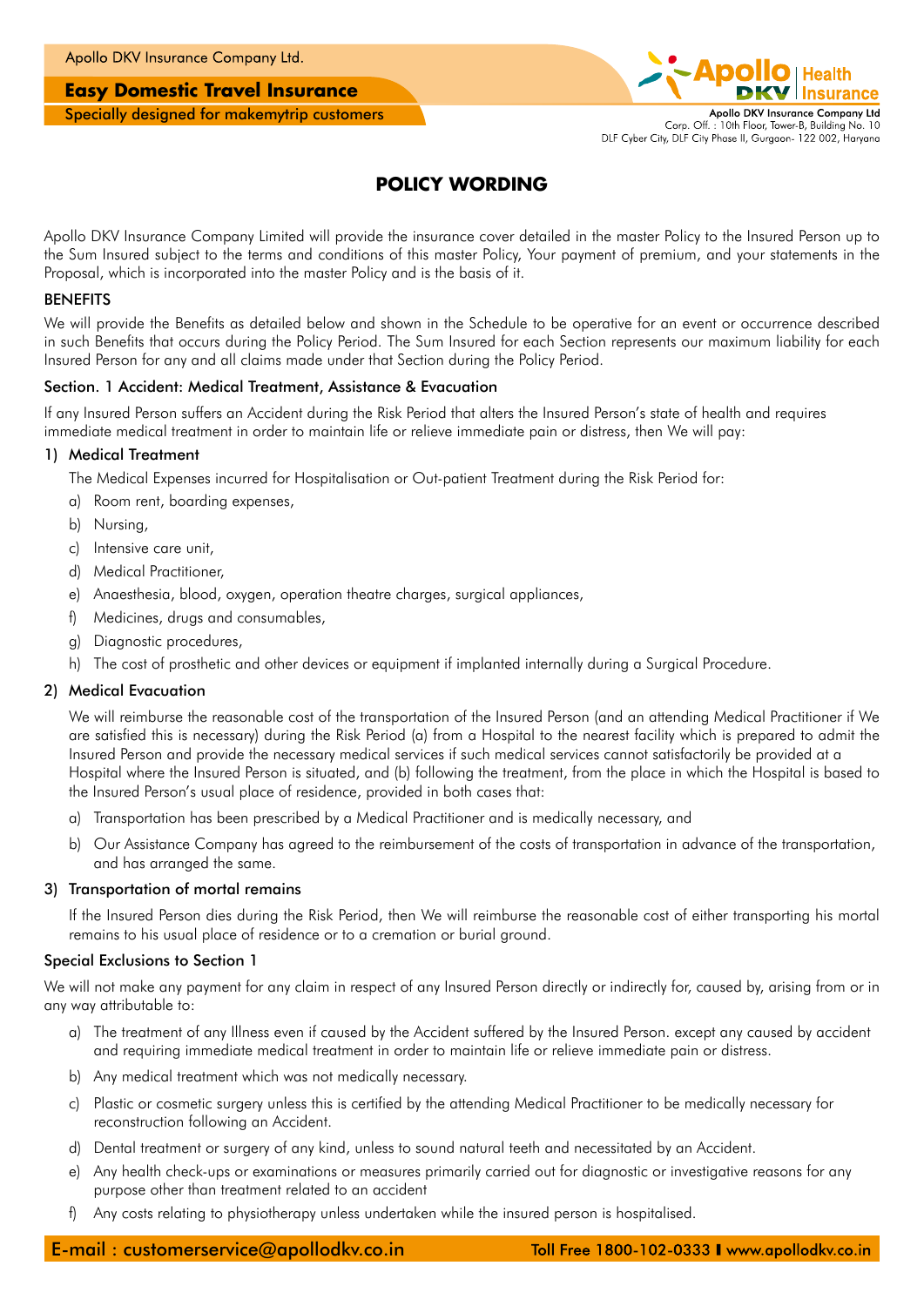Apollo DKV Insurance Company Ltd.

**Easy Domestic Travel Insurance**

Specially designed for makemytrip customers

Apollo DKV Insurance Company Ltd
Corp. Off. : 10th Floor, Tower-B, Building No. 10
DLF Cyber City, DLF City Phase II, Gurgaon- 122 002, Haryana

# POLICY WORDING

Apollo DKV Insurance Company Limited will provide the insurance cover detailed in the master Policy to the Insured Person up to the Sum Insured subject to the terms and conditions of this master Policy, Your payment of premium, and your statements in the Proposal, which is incorporated into the master Policy and is the basis of it.

## BENEFITS

We will provide the Benefits as detailed below and shown in the Schedule to be operative for an event or occurrence described in such Benefits that occurs during the Policy Period. The Sum Insured for each Section represents our maximum liability for each Insured Person for any and all claims made under that Section during the Policy Period.

### Section. 1 Accident: Medical Treatment, Assistance & Evacuation

If any Insured Person suffers an Accident during the Risk Period that alters the Insured Person's state of health and requires immediate medical treatment in order to maintain life or relieve immediate pain or distress, then We will pay:

#### 1) Medical Treatment

The Medical Expenses incurred for Hospitalisation or Out-patient Treatment during the Risk Period for:

a) Room rent, boarding expenses,

b) Nursing,

c) Intensive care unit,

d) Medical Practitioner,

e) Anaesthesia, blood, oxygen, operation theatre charges, surgical appliances,

f) Medicines, drugs and consumables,

g) Diagnostic procedures,

h) The cost of prosthetic and other devices or equipment if implanted internally during a Surgical Procedure.

#### 2) Medical Evacuation

We will reimburse the reasonable cost of the transportation of the Insured Person (and an attending Medical Practitioner if We are satisfied this is necessary) during the Risk Period (a) from a Hospital to the nearest facility which is prepared to admit the Insured Person and provide the necessary medical services if such medical services cannot satisfactorily be provided at a Hospital where the Insured Person is situated, and (b) following the treatment, from the place in which the Hospital is based to the Insured Person's usual place of residence, provided in both cases that:

a) Transportation has been prescribed by a Medical Practitioner and is medically necessary, and

b) Our Assistance Company has agreed to the reimbursement of the costs of transportation in advance of the transportation, and has arranged the same.

#### 3) Transportation of mortal remains

If the Insured Person dies during the Risk Period, then We will reimburse the reasonable cost of either transporting his mortal remains to his usual place of residence or to a cremation or burial ground.

### Special Exclusions to Section 1

We will not make any payment for any claim in respect of any Insured Person directly or indirectly for, caused by, arising from or in any way attributable to:

a) The treatment of any Illness even if caused by the Accident suffered by the Insured Person. except any caused by accident and requiring immediate medical treatment in order to maintain life or relieve immediate pain or distress.

b) Any medical treatment which was not medically necessary.

c) Plastic or cosmetic surgery unless this is certified by the attending Medical Practitioner to be medically necessary for reconstruction following an Accident.

d) Dental treatment or surgery of any kind, unless to sound natural teeth and necessitated by an Accident.

e) Any health check-ups or examinations or measures primarily carried out for diagnostic or investigative reasons for any purpose other than treatment related to an accident

f) Any costs relating to physiotherapy unless undertaken while the insured person is hospitalised.

E-mail : customerservice@apollodkv.co.in    Toll Free 1800-102-0333 | www.apollodkv.co.in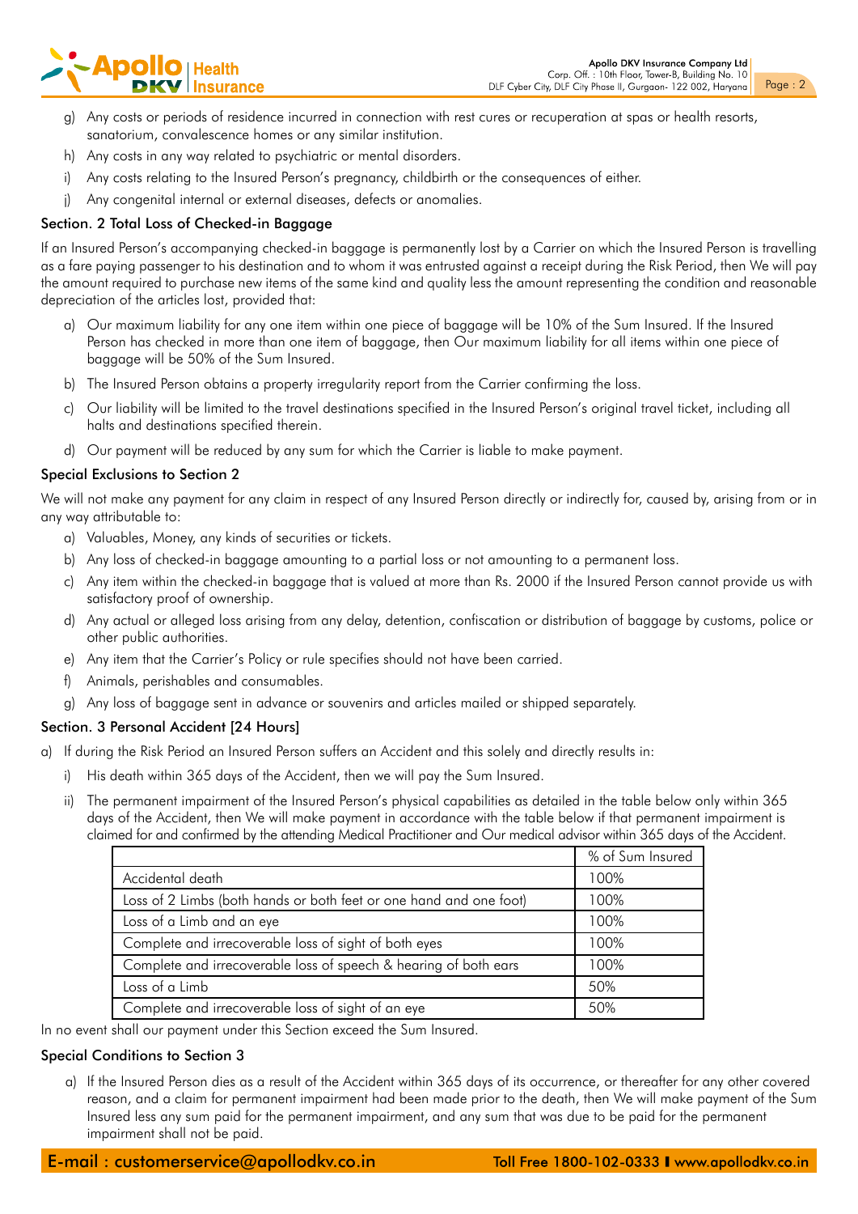g) Any costs or periods of residence incurred in connection with rest cures or recuperation at spas or health resorts, sanatorium, convalescence homes or any similar institution.

h) Any costs in any way related to psychiatric or mental disorders.

i) Any costs relating to the Insured Person's pregnancy, childbirth or the consequences of either.

j) Any congenital internal or external diseases, defects or anomalies.

### Section. 2 Total Loss of Checked-in Baggage

If an Insured Person's accompanying checked-in baggage is permanently lost by a Carrier on which the Insured Person is travelling as a fare paying passenger to his destination and to whom it was entrusted against a receipt during the Risk Period, then We will pay the amount required to purchase new items of the same kind and quality less the amount representing the condition and reasonable depreciation of the articles lost, provided that:

a) Our maximum liability for any one item within one piece of baggage will be 10% of the Sum Insured. If the Insured Person has checked in more than one item of baggage, then Our maximum liability for all items within one piece of baggage will be 50% of the Sum Insured.

b) The Insured Person obtains a property irregularity report from the Carrier confirming the loss.

c) Our liability will be limited to the travel destinations specified in the Insured Person's original travel ticket, including all halts and destinations specified therein.

d) Our payment will be reduced by any sum for which the Carrier is liable to make payment.

### Special Exclusions to Section 2

We will not make any payment for any claim in respect of any Insured Person directly or indirectly for, caused by, arising from or in any way attributable to:

a) Valuables, Money, any kinds of securities or tickets.

b) Any loss of checked-in baggage amounting to a partial loss or not amounting to a permanent loss.

c) Any item within the checked-in baggage that is valued at more than Rs. 2000 if the Insured Person cannot provide us with satisfactory proof of ownership.

d) Any actual or alleged loss arising from any delay, detention, confiscation or distribution of baggage by customs, police or other public authorities.

e) Any item that the Carrier's Policy or rule specifies should not have been carried.

f) Animals, perishables and consumables.

g) Any loss of baggage sent in advance or souvenirs and articles mailed or shipped separately.

### Section. 3 Personal Accident [24 Hours]

a) If during the Risk Period an Insured Person suffers an Accident and this solely and directly results in:

i) His death within 365 days of the Accident, then we will pay the Sum Insured.

ii) The permanent impairment of the Insured Person's physical capabilities as detailed in the table below only within 365 days of the Accident, then We will make payment in accordance with the table below if that permanent impairment is claimed for and confirmed by the attending Medical Practitioner and Our medical advisor within 365 days of the Accident.

| | % of Sum Insured |
|---|---|
| Accidental death | 100% |
| Loss of 2 Limbs (both hands or both feet or one hand and one foot) | 100% |
| Loss of a Limb and an eye | 100% |
| Complete and irrecoverable loss of sight of both eyes | 100% |
| Complete and irrecoverable loss of speech & hearing of both ears | 100% |
| Loss of a Limb | 50% |
| Complete and irrecoverable loss of sight of an eye | 50% |

In no event shall our payment under this Section exceed the Sum Insured.

### Special Conditions to Section 3

a) If the Insured Person dies as a result of the Accident within 365 days of its occurrence, or thereafter for any other covered reason, and a claim for permanent impairment had been made prior to the death, then We will make payment of the Sum Insured less any sum paid for the permanent impairment, and any sum that was due to be paid for the permanent impairment shall not be paid.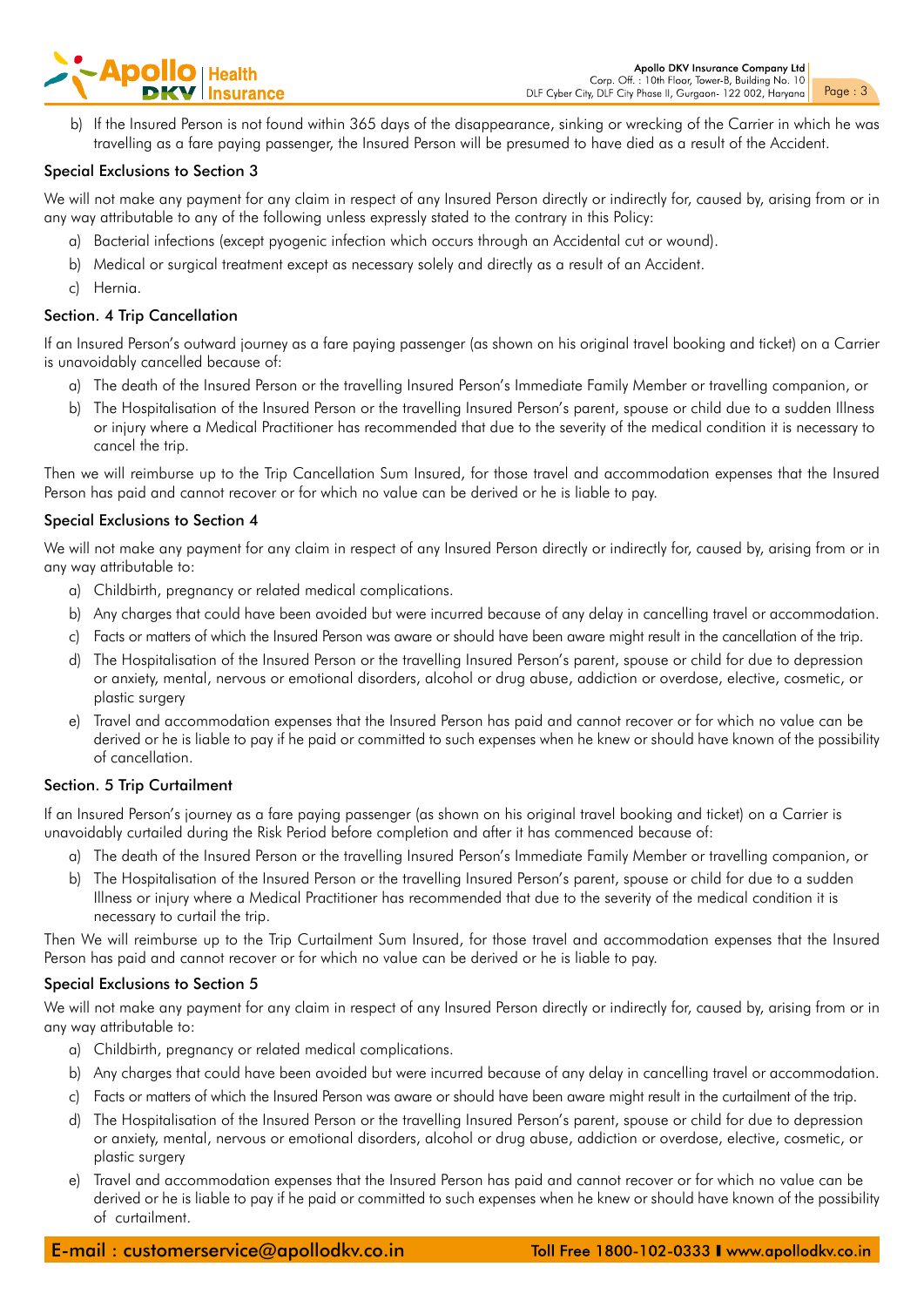b) If the Insured Person is not found within 365 days of the disappearance, sinking or wrecking of the Carrier in which he was travelling as a fare paying passenger, the Insured Person will be presumed to have died as a result of the Accident.

### Special Exclusions to Section 3

We will not make any payment for any claim in respect of any Insured Person directly or indirectly for, caused by, arising from or in any way attributable to any of the following unless expressly stated to the contrary in this Policy:

a) Bacterial infections (except pyogenic infection which occurs through an Accidental cut or wound).

b) Medical or surgical treatment except as necessary solely and directly as a result of an Accident.

c) Hernia.

### Section. 4 Trip Cancellation

If an Insured Person's outward journey as a fare paying passenger (as shown on his original travel booking and ticket) on a Carrier is unavoidably cancelled because of:

a) The death of the Insured Person or the travelling Insured Person's Immediate Family Member or travelling companion, or

b) The Hospitalisation of the Insured Person or the travelling Insured Person's parent, spouse or child due to a sudden Illness or injury where a Medical Practitioner has recommended that due to the severity of the medical condition it is necessary to cancel the trip.

Then we will reimburse up to the Trip Cancellation Sum Insured, for those travel and accommodation expenses that the Insured Person has paid and cannot recover or for which no value can be derived or he is liable to pay.

### Special Exclusions to Section 4

We will not make any payment for any claim in respect of any Insured Person directly or indirectly for, caused by, arising from or in any way attributable to:

a) Childbirth, pregnancy or related medical complications.

b) Any charges that could have been avoided but were incurred because of any delay in cancelling travel or accommodation.

c) Facts or matters of which the Insured Person was aware or should have been aware might result in the cancellation of the trip.

d) The Hospitalisation of the Insured Person or the travelling Insured Person's parent, spouse or child for due to depression or anxiety, mental, nervous or emotional disorders, alcohol or drug abuse, addiction or overdose, elective, cosmetic, or plastic surgery

e) Travel and accommodation expenses that the Insured Person has paid and cannot recover or for which no value can be derived or he is liable to pay if he paid or committed to such expenses when he knew or should have known of the possibility of cancellation.

### Section. 5 Trip Curtailment

If an Insured Person's journey as a fare paying passenger (as shown on his original travel booking and ticket) on a Carrier is unavoidably curtailed during the Risk Period before completion and after it has commenced because of:

a) The death of the Insured Person or the travelling Insured Person's Immediate Family Member or travelling companion, or

b) The Hospitalisation of the Insured Person or the travelling Insured Person's parent, spouse or child for due to a sudden Illness or injury where a Medical Practitioner has recommended that due to the severity of the medical condition it is necessary to curtail the trip.

Then We will reimburse up to the Trip Curtailment Sum Insured, for those travel and accommodation expenses that the Insured Person has paid and cannot recover or for which no value can be derived or he is liable to pay.

### Special Exclusions to Section 5

We will not make any payment for any claim in respect of any Insured Person directly or indirectly for, caused by, arising from or in any way attributable to:

a) Childbirth, pregnancy or related medical complications.

b) Any charges that could have been avoided but were incurred because of any delay in cancelling travel or accommodation.

c) Facts or matters of which the Insured Person was aware or should have been aware might result in the curtailment of the trip.

d) The Hospitalisation of the Insured Person or the travelling Insured Person's parent, spouse or child for due to depression or anxiety, mental, nervous or emotional disorders, alcohol or drug abuse, addiction or overdose, elective, cosmetic, or plastic surgery

e) Travel and accommodation expenses that the Insured Person has paid and cannot recover or for which no value can be derived or he is liable to pay if he paid or committed to such expenses when he knew or should have known of the possibility of curtailment.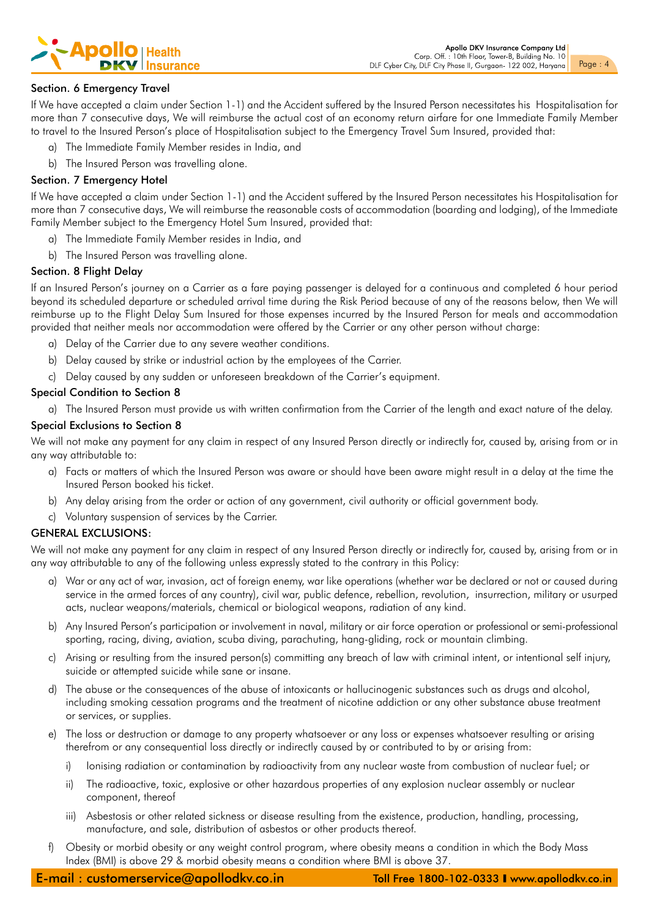### Section. 6 Emergency Travel

If We have accepted a claim under Section 1-1) and the Accident suffered by the Insured Person necessitates his Hospitalisation for more than 7 consecutive days, We will reimburse the actual cost of an economy return airfare for one Immediate Family Member to travel to the Insured Person's place of Hospitalisation subject to the Emergency Travel Sum Insured, provided that:

a) The Immediate Family Member resides in India, and

b) The Insured Person was travelling alone.

### Section. 7 Emergency Hotel

If We have accepted a claim under Section 1-1) and the Accident suffered by the Insured Person necessitates his Hospitalisation for more than 7 consecutive days, We will reimburse the reasonable costs of accommodation (boarding and lodging), of the Immediate Family Member subject to the Emergency Hotel Sum Insured, provided that:

a) The Immediate Family Member resides in India, and

b) The Insured Person was travelling alone.

### Section. 8 Flight Delay

If an Insured Person's journey on a Carrier as a fare paying passenger is delayed for a continuous and completed 6 hour period beyond its scheduled departure or scheduled arrival time during the Risk Period because of any of the reasons below, then We will reimburse up to the Flight Delay Sum Insured for those expenses incurred by the Insured Person for meals and accommodation provided that neither meals nor accommodation were offered by the Carrier or any other person without charge:

a) Delay of the Carrier due to any severe weather conditions.

b) Delay caused by strike or industrial action by the employees of the Carrier.

c) Delay caused by any sudden or unforeseen breakdown of the Carrier's equipment.

### Special Condition to Section 8

a) The Insured Person must provide us with written confirmation from the Carrier of the length and exact nature of the delay.

### Special Exclusions to Section 8

We will not make any payment for any claim in respect of any Insured Person directly or indirectly for, caused by, arising from or in any way attributable to:

a) Facts or matters of which the Insured Person was aware or should have been aware might result in a delay at the time the Insured Person booked his ticket.

b) Any delay arising from the order or action of any government, civil authority or official government body.

c) Voluntary suspension of services by the Carrier.

### GENERAL EXCLUSIONS:

We will not make any payment for any claim in respect of any Insured Person directly or indirectly for, caused by, arising from or in any way attributable to any of the following unless expressly stated to the contrary in this Policy:

a) War or any act of war, invasion, act of foreign enemy, war like operations (whether war be declared or not or caused during service in the armed forces of any country), civil war, public defence, rebellion, revolution, insurrection, military or usurped acts, nuclear weapons/materials, chemical or biological weapons, radiation of any kind.

b) Any Insured Person's participation or involvement in naval, military or air force operation or professional or semi-professional sporting, racing, diving, aviation, scuba diving, parachuting, hang-gliding, rock or mountain climbing.

c) Arising or resulting from the insured person(s) committing any breach of law with criminal intent, or intentional self injury, suicide or attempted suicide while sane or insane.

d) The abuse or the consequences of the abuse of intoxicants or hallucinogenic substances such as drugs and alcohol, including smoking cessation programs and the treatment of nicotine addiction or any other substance abuse treatment or services, or supplies.

e) The loss or destruction or damage to any property whatsoever or any loss or expenses whatsoever resulting or arising therefrom or any consequential loss directly or indirectly caused by or contributed to by or arising from:

   i) Ionising radiation or contamination by radioactivity from any nuclear waste from combustion of nuclear fuel; or

   ii) The radioactive, toxic, explosive or other hazardous properties of any explosion nuclear assembly or nuclear component, thereof

   iii) Asbestosis or other related sickness or disease resulting from the existence, production, handling, processing, manufacture, and sale, distribution of asbestos or other products thereof.

f) Obesity or morbid obesity or any weight control program, where obesity means a condition in which the Body Mass Index (BMI) is above 29 & morbid obesity means a condition where BMI is above 37.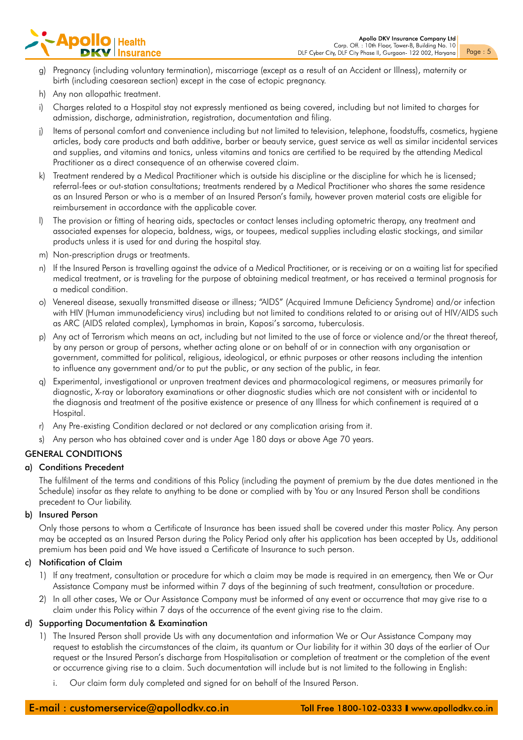g) Pregnancy (including voluntary termination), miscarriage (except as a result of an Accident or Illness), maternity or birth (including caesarean section) except in the case of ectopic pregnancy.

h) Any non allopathic treatment.

i) Charges related to a Hospital stay not expressly mentioned as being covered, including but not limited to charges for admission, discharge, administration, registration, documentation and filing.

j) Items of personal comfort and convenience including but not limited to television, telephone, foodstuffs, cosmetics, hygiene articles, body care products and bath additive, barber or beauty service, guest service as well as similar incidental services and supplies, and vitamins and tonics, unless vitamins and tonics are certified to be required by the attending Medical Practitioner as a direct consequence of an otherwise covered claim.

k) Treatment rendered by a Medical Practitioner which is outside his discipline or the discipline for which he is licensed; referral-fees or out-station consultations; treatments rendered by a Medical Practitioner who shares the same residence as an Insured Person or who is a member of an Insured Person's family, however proven material costs are eligible for reimbursement in accordance with the applicable cover.

l) The provision or fitting of hearing aids, spectacles or contact lenses including optometric therapy, any treatment and associated expenses for alopecia, baldness, wigs, or toupees, medical supplies including elastic stockings, and similar products unless it is used for and during the hospital stay.

m) Non-prescription drugs or treatments.

n) If the Insured Person is travelling against the advice of a Medical Practitioner, or is receiving or on a waiting list for specified medical treatment, or is traveling for the purpose of obtaining medical treatment, or has received a terminal prognosis for a medical condition.

o) Venereal disease, sexually transmitted disease or illness; "AIDS" (Acquired Immune Deficiency Syndrome) and/or infection with HIV (Human immunodeficiency virus) including but not limited to conditions related to or arising out of HIV/AIDS such as ARC (AIDS related complex), Lymphomas in brain, Kaposi's sarcoma, tuberculosis.

p) Any act of Terrorism which means an act, including but not limited to the use of force or violence and/or the threat thereof, by any person or group of persons, whether acting alone or on behalf of or in connection with any organisation or government, committed for political, religious, ideological, or ethnic purposes or other reasons including the intention to influence any government and/or to put the public, or any section of the public, in fear.

q) Experimental, investigational or unproven treatment devices and pharmacological regimens, or measures primarily for diagnostic, X-ray or laboratory examinations or other diagnostic studies which are not consistent with or incidental to the diagnosis and treatment of the positive existence or presence of any Illness for which confinement is required at a Hospital.

r) Any Pre-existing Condition declared or not declared or any complication arising from it.

s) Any person who has obtained cover and is under Age 180 days or above Age 70 years.

## GENERAL CONDITIONS

### a) Conditions Precedent

The fulfilment of the terms and conditions of this Policy (including the payment of premium by the due dates mentioned in the Schedule) insofar as they relate to anything to be done or complied with by You or any Insured Person shall be conditions precedent to Our liability.

### b) Insured Person

Only those persons to whom a Certificate of Insurance has been issued shall be covered under this master Policy. Any person may be accepted as an Insured Person during the Policy Period only after his application has been accepted by Us, additional premium has been paid and We have issued a Certificate of Insurance to such person.

### c) Notification of Claim

1) If any treatment, consultation or procedure for which a claim may be made is required in an emergency, then We or Our Assistance Company must be informed within 7 days of the beginning of such treatment, consultation or procedure.

2) In all other cases, We or Our Assistance Company must be informed of any event or occurrence that may give rise to a claim under this Policy within 7 days of the occurrence of the event giving rise to the claim.

### d) Supporting Documentation & Examination

1) The Insured Person shall provide Us with any documentation and information We or Our Assistance Company may request to establish the circumstances of the claim, its quantum or Our liability for it within 30 days of the earlier of Our request or the Insured Person's discharge from Hospitalisation or completion of treatment or the completion of the event or occurrence giving rise to a claim. Such documentation will include but is not limited to the following in English:

   i. Our claim form duly completed and signed for on behalf of the Insured Person.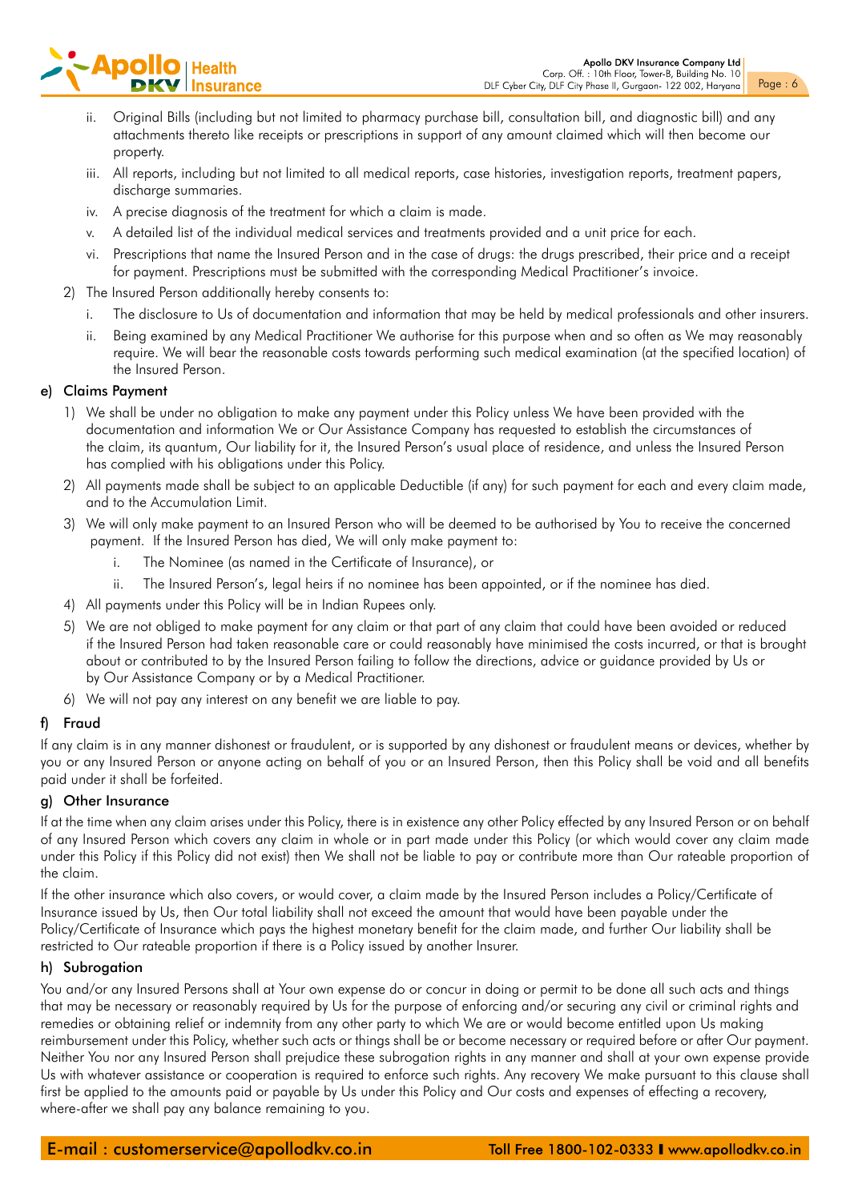ii. Original Bills (including but not limited to pharmacy purchase bill, consultation bill, and diagnostic bill) and any attachments thereto like receipts or prescriptions in support of any amount claimed which will then become our property.

iii. All reports, including but not limited to all medical reports, case histories, investigation reports, treatment papers, discharge summaries.

iv. A precise diagnosis of the treatment for which a claim is made.

v. A detailed list of the individual medical services and treatments provided and a unit price for each.

vi. Prescriptions that name the Insured Person and in the case of drugs: the drugs prescribed, their price and a receipt for payment. Prescriptions must be submitted with the corresponding Medical Practitioner's invoice.

2) The Insured Person additionally hereby consents to:

   i. The disclosure to Us of documentation and information that may be held by medical professionals and other insurers.

   ii. Being examined by any Medical Practitioner We authorise for this purpose when and so often as We may reasonably require. We will bear the reasonable costs towards performing such medical examination (at the specified location) of the Insured Person.

### e) Claims Payment

1) We shall be under no obligation to make any payment under this Policy unless We have been provided with the documentation and information We or Our Assistance Company has requested to establish the circumstances of the claim, its quantum, Our liability for it, the Insured Person's usual place of residence, and unless the Insured Person has complied with his obligations under this Policy.

2) All payments made shall be subject to an applicable Deductible (if any) for such payment for each and every claim made, and to the Accumulation Limit.

3) We will only make payment to an Insured Person who will be deemed to be authorised by You to receive the concerned payment. If the Insured Person has died, We will only make payment to:

   i. The Nominee (as named in the Certificate of Insurance), or

   ii. The Insured Person's, legal heirs if no nominee has been appointed, or if the nominee has died.

4) All payments under this Policy will be in Indian Rupees only.

5) We are not obliged to make payment for any claim or that part of any claim that could have been avoided or reduced if the Insured Person had taken reasonable care or could reasonably have minimised the costs incurred, or that is brought about or contributed to by the Insured Person failing to follow the directions, advice or guidance provided by Us or by Our Assistance Company or by a Medical Practitioner.

6) We will not pay any interest on any benefit we are liable to pay.

### f) Fraud

If any claim is in any manner dishonest or fraudulent, or is supported by any dishonest or fraudulent means or devices, whether by you or any Insured Person or anyone acting on behalf of you or an Insured Person, then this Policy shall be void and all benefits paid under it shall be forfeited.

### g) Other Insurance

If at the time when any claim arises under this Policy, there is in existence any other Policy effected by any Insured Person or on behalf of any Insured Person which covers any claim in whole or in part made under this Policy (or which would cover any claim made under this Policy if this Policy did not exist) then We shall not be liable to pay or contribute more than Our rateable proportion of the claim.

If the other insurance which also covers, or would cover, a claim made by the Insured Person includes a Policy/Certificate of Insurance issued by Us, then Our total liability shall not exceed the amount that would have been payable under the Policy/Certificate of Insurance which pays the highest monetary benefit for the claim made, and further Our liability shall be restricted to Our rateable proportion if there is a Policy issued by another Insurer.

### h) Subrogation

You and/or any Insured Persons shall at Your own expense do or concur in doing or permit to be done all such acts and things that may be necessary or reasonably required by Us for the purpose of enforcing and/or securing any civil or criminal rights and remedies or obtaining relief or indemnity from any other party to which We are or would become entitled upon Us making reimbursement under this Policy, whether such acts or things shall be or become necessary or required before or after Our payment. Neither You nor any Insured Person shall prejudice these subrogation rights in any manner and shall at your own expense provide Us with whatever assistance or cooperation is required to enforce such rights. Any recovery We make pursuant to this clause shall first be applied to the amounts paid or payable by Us under this Policy and Our costs and expenses of effecting a recovery, where-after we shall pay any balance remaining to you.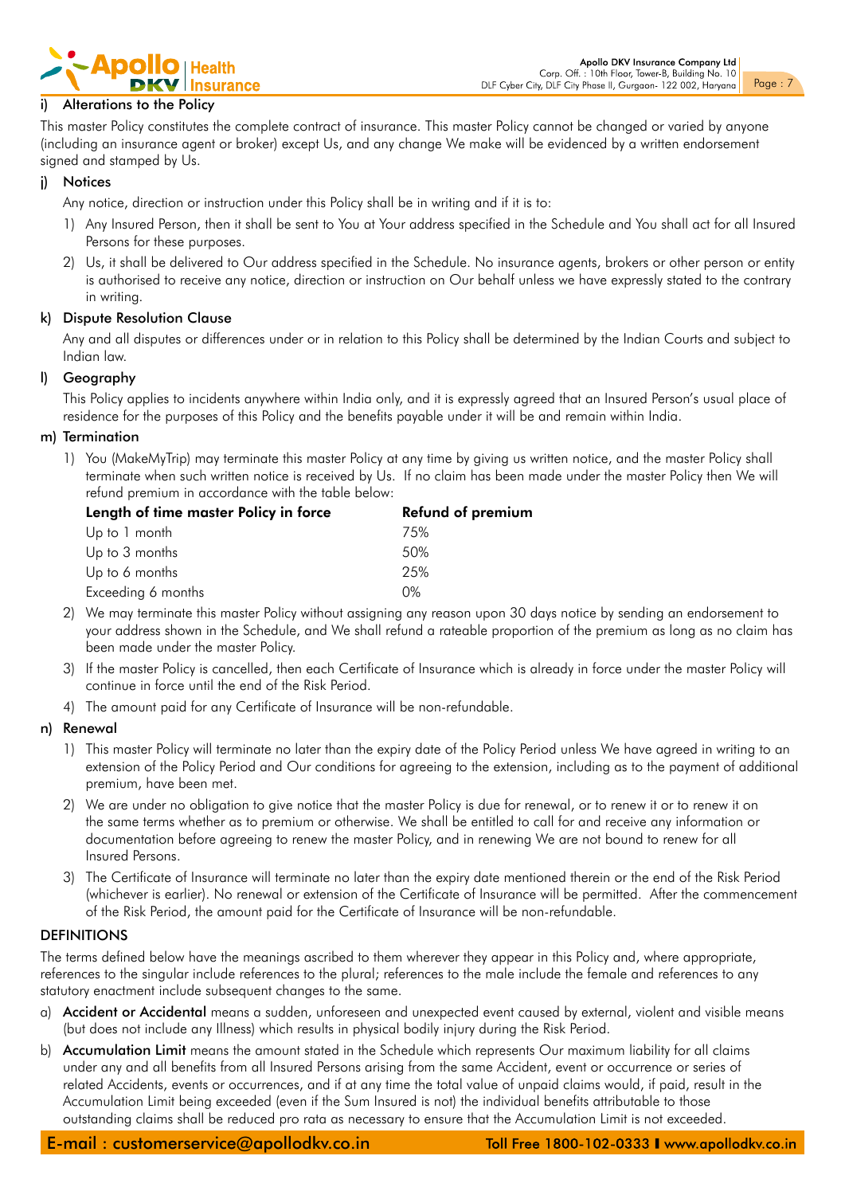### i) Alterations to the Policy

This master Policy constitutes the complete contract of insurance. This master Policy cannot be changed or varied by anyone (including an insurance agent or broker) except Us, and any change We make will be evidenced by a written endorsement signed and stamped by Us.

### j) Notices

Any notice, direction or instruction under this Policy shall be in writing and if it is to:

1) Any Insured Person, then it shall be sent to You at Your address specified in the Schedule and You shall act for all Insured Persons for these purposes.
2) Us, it shall be delivered to Our address specified in the Schedule. No insurance agents, brokers or other person or entity is authorised to receive any notice, direction or instruction on Our behalf unless we have expressly stated to the contrary in writing.

### k) Dispute Resolution Clause

Any and all disputes or differences under or in relation to this Policy shall be determined by the Indian Courts and subject to Indian law.

### l) Geography

This Policy applies to incidents anywhere within India only, and it is expressly agreed that an Insured Person's usual place of residence for the purposes of this Policy and the benefits payable under it will be and remain within India.

### m) Termination

1) You (MakeMyTrip) may terminate this master Policy at any time by giving us written notice, and the master Policy shall terminate when such written notice is received by Us. If no claim has been made under the master Policy then We will refund premium in accordance with the table below:

| Length of time master Policy in force | Refund of premium |
|---|---|
| Up to 1 month | 75% |
| Up to 3 months | 50% |
| Up to 6 months | 25% |
| Exceeding 6 months | 0% |

2) We may terminate this master Policy without assigning any reason upon 30 days notice by sending an endorsement to your address shown in the Schedule, and We shall refund a rateable proportion of the premium as long as no claim has been made under the master Policy.
3) If the master Policy is cancelled, then each Certificate of Insurance which is already in force under the master Policy will continue in force until the end of the Risk Period.
4) The amount paid for any Certificate of Insurance will be non-refundable.

### n) Renewal

1) This master Policy will terminate no later than the expiry date of the Policy Period unless We have agreed in writing to an extension of the Policy Period and Our conditions for agreeing to the extension, including as to the payment of additional premium, have been met.
2) We are under no obligation to give notice that the master Policy is due for renewal, or to renew it or to renew it on the same terms whether as to premium or otherwise. We shall be entitled to call for and receive any information or documentation before agreeing to renew the master Policy, and in renewing We are not bound to renew for all Insured Persons.
3) The Certificate of Insurance will terminate no later than the expiry date mentioned therein or the end of the Risk Period (whichever is earlier). No renewal or extension of the Certificate of Insurance will be permitted. After the commencement of the Risk Period, the amount paid for the Certificate of Insurance will be non-refundable.

## DEFINITIONS

The terms defined below have the meanings ascribed to them wherever they appear in this Policy and, where appropriate, references to the singular include references to the plural; references to the male include the female and references to any statutory enactment include subsequent changes to the same.

a) **Accident or Accidental** means a sudden, unforeseen and unexpected event caused by external, violent and visible means (but does not include any Illness) which results in physical bodily injury during the Risk Period.

b) **Accumulation Limit** means the amount stated in the Schedule which represents Our maximum liability for all claims under any and all benefits from all Insured Persons arising from the same Accident, event or occurrence or series of related Accidents, events or occurrences, and if at any time the total value of unpaid claims would, if paid, result in the Accumulation Limit being exceeded (even if the Sum Insured is not) the individual benefits attributable to those outstanding claims shall be reduced pro rata as necessary to ensure that the Accumulation Limit is not exceeded.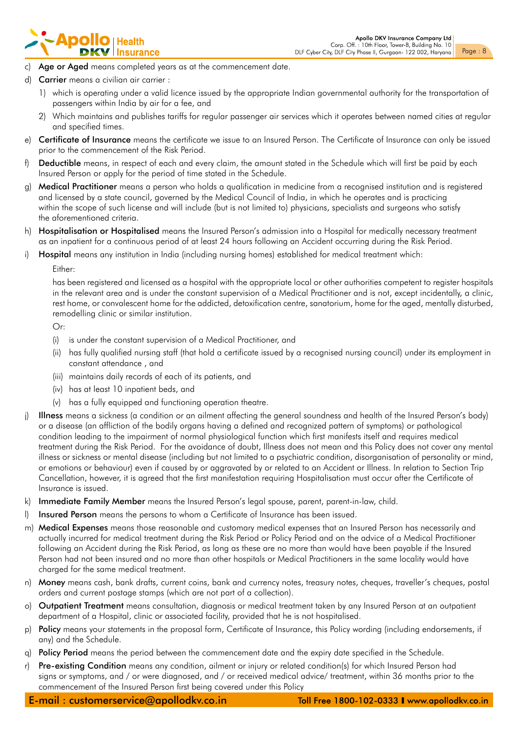c) **Age or Aged** means completed years as at the commencement date.

d) **Carrier** means a civilian air carrier :

   1) which is operating under a valid licence issued by the appropriate Indian governmental authority for the transportation of passengers within India by air for a fee, and

   2) Which maintains and publishes tariffs for regular passenger air services which it operates between named cities at regular and specified times.

e) **Certificate of Insurance** means the certificate we issue to an Insured Person. The Certificate of Insurance can only be issued prior to the commencement of the Risk Period.

f) **Deductible** means, in respect of each and every claim, the amount stated in the Schedule which will first be paid by each Insured Person or apply for the period of time stated in the Schedule.

g) **Medical Practitioner** means a person who holds a qualification in medicine from a recognised institution and is registered and licensed by a state council, governed by the Medical Council of India, in which he operates and is practicing within the scope of such license and will include (but is not limited to) physicians, specialists and surgeons who satisfy the aforementioned criteria.

h) **Hospitalisation or Hospitalised** means the Insured Person's admission into a Hospital for medically necessary treatment as an inpatient for a continuous period of at least 24 hours following an Accident occurring during the Risk Period.

i) **Hospital** means any institution in India (including nursing homes) established for medical treatment which:

   Either:

   has been registered and licensed as a hospital with the appropriate local or other authorities competent to register hospitals in the relevant area and is under the constant supervision of a Medical Practitioner and is not, except incidentally, a clinic, rest home, or convalescent home for the addicted, detoxification centre, sanatorium, home for the aged, mentally disturbed, remodelling clinic or similar institution.

   Or:

   (i) is under the constant supervision of a Medical Practitioner, and

   (ii) has fully qualified nursing staff (that hold a certificate issued by a recognised nursing council) under its employment in constant attendance , and

   (iii) maintains daily records of each of its patients, and

   (iv) has at least 10 inpatient beds, and

   (v) has a fully equipped and functioning operation theatre.

j) **Illness** means a sickness (a condition or an ailment affecting the general soundness and health of the Insured Person's body) or a disease (an affliction of the bodily organs having a defined and recognized pattern of symptoms) or pathological condition leading to the impairment of normal physiological function which first manifests itself and requires medical treatment during the Risk Period. For the avoidance of doubt, Illness does not mean and this Policy does not cover any mental illness or sickness or mental disease (including but not limited to a psychiatric condition, disorganisation of personality or mind, or emotions or behaviour) even if caused by or aggravated by or related to an Accident or Illness. In relation to Section Trip Cancellation, however, it is agreed that the first manifestation requiring Hospitalisation must occur after the Certificate of Insurance is issued.

k) **Immediate Family Member** means the Insured Person's legal spouse, parent, parent-in-law, child.

l) **Insured Person** means the persons to whom a Certificate of Insurance has been issued.

m) **Medical Expenses** means those reasonable and customary medical expenses that an Insured Person has necessarily and actually incurred for medical treatment during the Risk Period or Policy Period and on the advice of a Medical Practitioner following an Accident during the Risk Period, as long as these are no more than would have been payable if the Insured Person had not been insured and no more than other hospitals or Medical Practitioners in the same locality would have charged for the same medical treatment.

n) **Money** means cash, bank drafts, current coins, bank and currency notes, treasury notes, cheques, traveller's cheques, postal orders and current postage stamps (which are not part of a collection).

o) **Outpatient Treatment** means consultation, diagnosis or medical treatment taken by any Insured Person at an outpatient department of a Hospital, clinic or associated facility, provided that he is not hospitalised.

p) **Policy** means your statements in the proposal form, Certificate of Insurance, this Policy wording (including endorsements, if any) and the Schedule.

q) **Policy Period** means the period between the commencement date and the expiry date specified in the Schedule.

r) **Pre-existing Condition** means any condition, ailment or injury or related condition(s) for which Insured Person had signs or symptoms, and / or were diagnosed, and / or received medical advice/ treatment, within 36 months prior to the commencement of the Insured Person first being covered under this Policy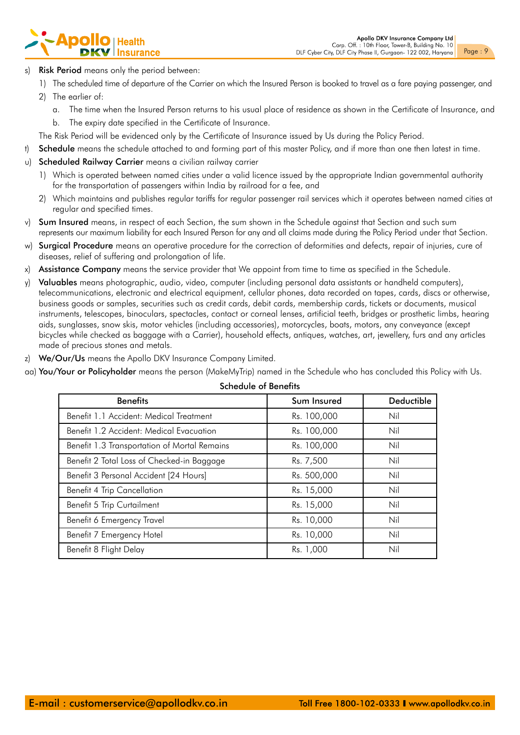s) **Risk Period** means only the period between:

   1) The scheduled time of departure of the Carrier on which the Insured Person is booked to travel as a fare paying passenger, and
   2) The earlier of:
      a. The time when the Insured Person returns to his usual place of residence as shown in the Certificate of Insurance, and
      b. The expiry date specified in the Certificate of Insurance.

   The Risk Period will be evidenced only by the Certificate of Insurance issued by Us during the Policy Period.

t) **Schedule** means the schedule attached to and forming part of this master Policy, and if more than one then latest in time.

u) **Scheduled Railway Carrier** means a civilian railway carrier

   1) Which is operated between named cities under a valid licence issued by the appropriate Indian governmental authority for the transportation of passengers within India by railroad for a fee, and
   2) Which maintains and publishes regular tariffs for regular passenger rail services which it operates between named cities at regular and specified times.

v) **Sum Insured** means, in respect of each Section, the sum shown in the Schedule against that Section and such sum represents our maximum liability for each Insured Person for any and all claims made during the Policy Period under that Section.

w) **Surgical Procedure** means an operative procedure for the correction of deformities and defects, repair of injuries, cure of diseases, relief of suffering and prolongation of life.

x) **Assistance Company** means the service provider that We appoint from time to time as specified in the Schedule.

y) **Valuables** means photographic, audio, video, computer (including personal data assistants or handheld computers), telecommunications, electronic and electrical equipment, cellular phones, data recorded on tapes, cards, discs or otherwise, business goods or samples, securities such as credit cards, debit cards, membership cards, tickets or documents, musical instruments, telescopes, binoculars, spectacles, contact or corneal lenses, artificial teeth, bridges or prosthetic limbs, hearing aids, sunglasses, snow skis, motor vehicles (including accessories), motorcycles, boats, motors, any conveyance (except bicycles while checked as baggage with a Carrier), household effects, antiques, watches, art, jewellery, furs and any articles made of precious stones and metals.

z) **We/Our/Us** means the Apollo DKV Insurance Company Limited.

aa) **You/Your or Policyholder** means the person (MakeMyTrip) named in the Schedule who has concluded this Policy with Us.

**Schedule of Benefits**

| Benefits | Sum Insured | Deductible |
|---|---|---|
| Benefit 1.1 Accident: Medical Treatment | Rs. 100,000 | Nil |
| Benefit 1.2 Accident: Medical Evacuation | Rs. 100,000 | Nil |
| Benefit 1.3 Transportation of Mortal Remains | Rs. 100,000 | Nil |
| Benefit 2 Total Loss of Checked-in Baggage | Rs. 7,500 | Nil |
| Benefit 3 Personal Accident [24 Hours] | Rs. 500,000 | Nil |
| Benefit 4 Trip Cancellation | Rs. 15,000 | Nil |
| Benefit 5 Trip Curtailment | Rs. 15,000 | Nil |
| Benefit 6 Emergency Travel | Rs. 10,000 | Nil |
| Benefit 7 Emergency Hotel | Rs. 10,000 | Nil |
| Benefit 8 Flight Delay | Rs. 1,000 | Nil |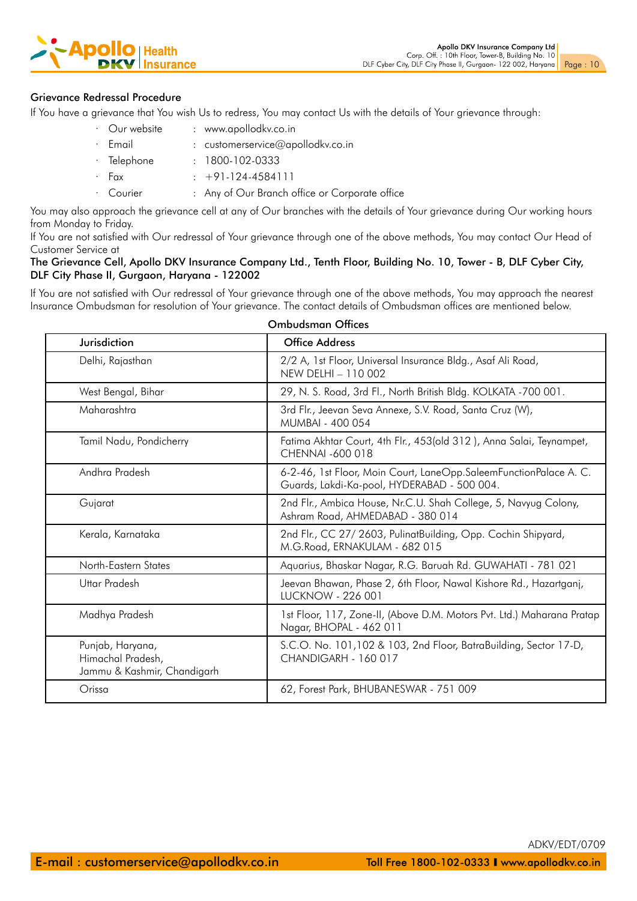## Grievance Redressal Procedure

If You have a grievance that You wish Us to redress, You may contact Us with the details of Your grievance through:

- Our website : www.apollodkv.co.in
- Email : customerservice@apollodkv.co.in
- Telephone : 1800-102-0333
- Fax : +91-124-4584111
- Courier : Any of Our Branch office or Corporate office

You may also approach the grievance cell at any of Our branches with the details of Your grievance during Our working hours from Monday to Friday.

If You are not satisfied with Our redressal of Your grievance through one of the above methods, You may contact Our Head of Customer Service at

**The Grievance Cell, Apollo DKV Insurance Company Ltd., Tenth Floor, Building No. 10, Tower - B, DLF Cyber City, DLF City Phase II, Gurgaon, Haryana - 122002**

If You are not satisfied with Our redressal of Your grievance through one of the above methods, You may approach the nearest Insurance Ombudsman for resolution of Your grievance. The contact details of Ombudsman offices are mentioned below.

Ombudsman Offices

| Jurisdiction | Office Address |
|---|---|
| Delhi, Rajasthan | 2/2 A, 1st Floor, Universal Insurance Bldg., Asaf Ali Road, NEW DELHI – 110 002 |
| West Bengal, Bihar | 29, N. S. Road, 3rd Fl., North British Bldg. KOLKATA -700 001. |
| Maharashtra | 3rd Flr., Jeevan Seva Annexe, S.V. Road, Santa Cruz (W), MUMBAI - 400 054 |
| Tamil Nadu, Pondicherry | Fatima Akhtar Court, 4th Flr., 453(old 312 ), Anna Salai, Teynampet, CHENNAI -600 018 |
| Andhra Pradesh | 6-2-46, 1st Floor, Moin Court, LaneOpp.SaleemFunctionPalace A. C. Guards, Lakdi-Ka-pool, HYDERABAD - 500 004. |
| Gujarat | 2nd Flr., Ambica House, Nr.C.U. Shah College, 5, Navyug Colony, Ashram Road, AHMEDABAD - 380 014 |
| Kerala, Karnataka | 2nd Flr., CC 27/ 2603, PulinatBuilding, Opp. Cochin Shipyard, M.G.Road, ERNAKULAM - 682 015 |
| North-Eastern States | Aquarius, Bhaskar Nagar, R.G. Baruah Rd. GUWAHATI - 781 021 |
| Uttar Pradesh | Jeevan Bhawan, Phase 2, 6th Floor, Nawal Kishore Rd., Hazartganj, LUCKNOW - 226 001 |
| Madhya Pradesh | 1st Floor, 117, Zone-II, (Above D.M. Motors Pvt. Ltd.) Maharana Pratap Nagar, BHOPAL - 462 011 |
| Punjab, Haryana, Himachal Pradesh, Jammu & Kashmir, Chandigarh | S.C.O. No. 101,102 & 103, 2nd Floor, BatraBuilding, Sector 17-D, CHANDIGARH - 160 017 |
| Orissa | 62, Forest Park, BHUBANESWAR - 751 009 |

ADKV/EDT/0709